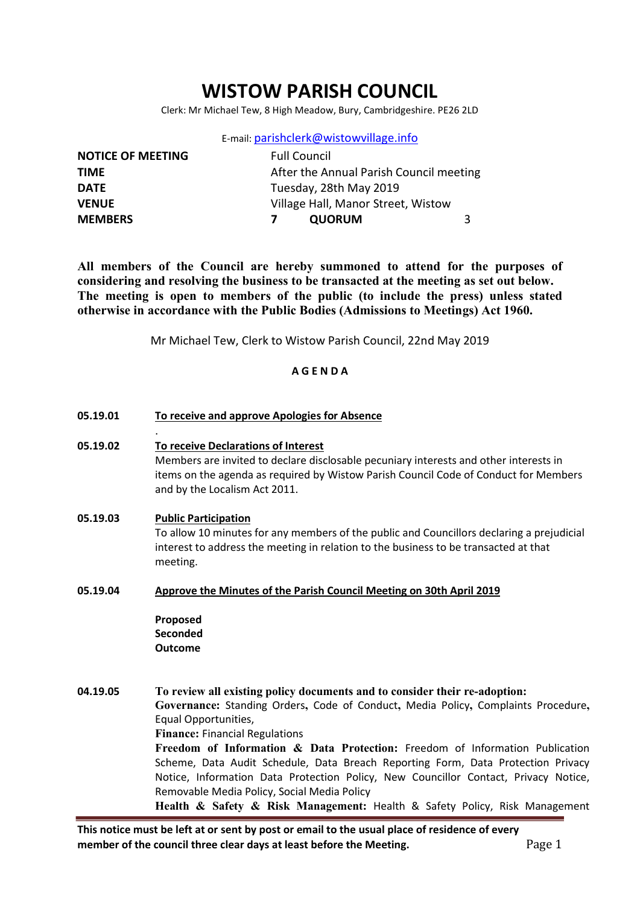# WISTOW PARISH COUNCIL

Clerk: Mr Michael Tew, 8 High Meadow, Bury, Cambridgeshire. PE26 2LD

E-mail: parishclerk@wistowvillage.info

| | | | |
|---|---|---|---|
| **NOTICE OF MEETING** | Full Council | | |
| **TIME** | After the Annual Parish Council meeting | | |
| **DATE** | Tuesday, 28th May 2019 | | |
| **VENUE** | Village Hall, Manor Street, Wistow | | |
| **MEMBERS** | **7** | **QUORUM** | 3 |

**All members of the Council are hereby summoned to attend for the purposes of considering and resolving the business to be transacted at the meeting as set out below. The meeting is open to members of the public (to include the press) unless stated otherwise in accordance with the Public Bodies (Admissions to Meetings) Act 1960.**

Mr Michael Tew, Clerk to Wistow Parish Council, 22nd May 2019

**A G E N D A**

**05.19.01** **To receive and approve Apologies for Absence**

.

**05.19.02** **To receive Declarations of Interest**

Members are invited to declare disclosable pecuniary interests and other interests in items on the agenda as required by Wistow Parish Council Code of Conduct for Members and by the Localism Act 2011.

**05.19.03** **Public Participation**

To allow 10 minutes for any members of the public and Councillors declaring a prejudicial interest to address the meeting in relation to the business to be transacted at that meeting.

**05.19.04** **Approve the Minutes of the Parish Council Meeting on 30th April 2019**

**Proposed**
**Seconded**
**Outcome**

**04.19.05** **To review all existing policy documents and to consider their re-adoption:**

**Governance:** Standing Orders**,** Code of Conduct**,** Media Policy**,** Complaints Procedure**,** Equal Opportunities,
**Finance:** Financial Regulations
**Freedom of Information & Data Protection:** Freedom of Information Publication Scheme, Data Audit Schedule, Data Breach Reporting Form, Data Protection Privacy Notice, Information Data Protection Policy, New Councillor Contact, Privacy Notice, Removable Media Policy, Social Media Policy
**Health & Safety & Risk Management:** Health & Safety Policy, Risk Management

**This notice must be left at or sent by post or email to the usual place of residence of every member of the council three clear days at least before the Meeting.**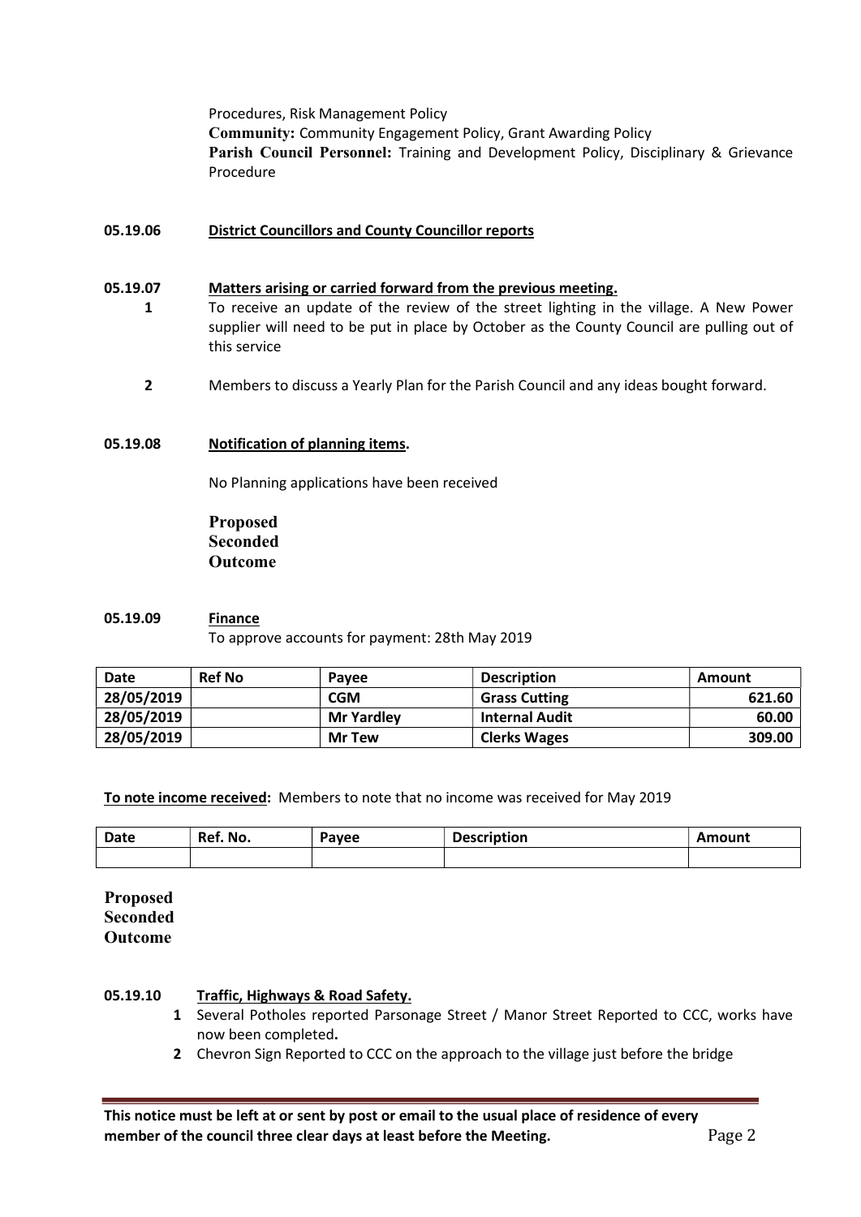Procedures, Risk Management Policy
**Community:** Community Engagement Policy, Grant Awarding Policy
**Parish Council Personnel:** Training and Development Policy, Disciplinary & Grievance Procedure

**05.19.06** **District Councillors and County Councillor reports**

**05.19.07** **Matters arising or carried forward from the previous meeting.**

**1** To receive an update of the review of the street lighting in the village. A New Power supplier will need to be put in place by October as the County Council are pulling out of this service

**2** Members to discuss a Yearly Plan for the Parish Council and any ideas bought forward.

**05.19.08** **Notification of planning items.**

No Planning applications have been received

**Proposed**
**Seconded**
**Outcome**

**05.19.09** **Finance**

To approve accounts for payment: 28th May 2019

| Date | Ref No | Payee | Description | Amount |
|---|---|---|---|---|
| 28/05/2019 | | CGM | Grass Cutting | 621.60 |
| 28/05/2019 | | Mr Yardley | Internal Audit | 60.00 |
| 28/05/2019 | | Mr Tew | Clerks Wages | 309.00 |

**To note income received:** Members to note that no income was received for May 2019

| Date | Ref. No. | Payee | Description | Amount |
|---|---|---|---|---|
| | | | | |

**Proposed**
**Seconded**
**Outcome**

**05.19.10** **Traffic, Highways & Road Safety.**

1. Several Potholes reported Parsonage Street / Manor Street Reported to CCC, works have now been completed**.**
2. Chevron Sign Reported to CCC on the approach to the village just before the bridge

**This notice must be left at or sent by post or email to the usual place of residence of every member of the council three clear days at least before the Meeting.**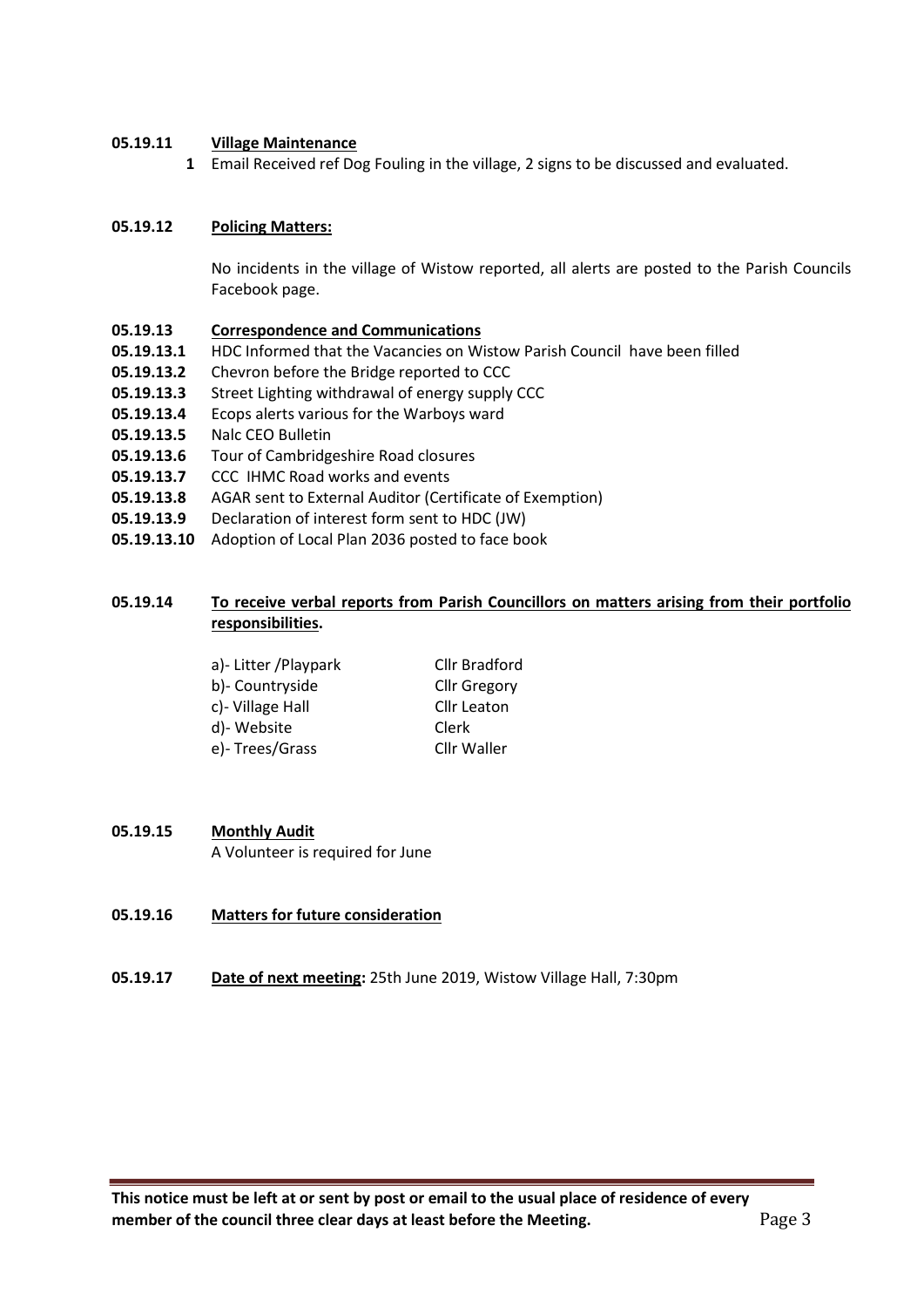**05.19.11 Village Maintenance**

1. Email Received ref Dog Fouling in the village, 2 signs to be discussed and evaluated.

**05.19.12 Policing Matters:**

No incidents in the village of Wistow reported, all alerts are posted to the Parish Councils Facebook page.

**05.19.13 Correspondence and Communications**

**05.19.13.1** HDC Informed that the Vacancies on Wistow Parish Council have been filled
**05.19.13.2** Chevron before the Bridge reported to CCC
**05.19.13.3** Street Lighting withdrawal of energy supply CCC
**05.19.13.4** Ecops alerts various for the Warboys ward
**05.19.13.5** Nalc CEO Bulletin
**05.19.13.6** Tour of Cambridgeshire Road closures
**05.19.13.7** CCC IHMC Road works and events
**05.19.13.8** AGAR sent to External Auditor (Certificate of Exemption)
**05.19.13.9** Declaration of interest form sent to HDC (JW)
**05.19.13.10** Adoption of Local Plan 2036 posted to face book

**05.19.14 To receive verbal reports from Parish Councillors on matters arising from their portfolio responsibilities.**

| | |
|---|---|
| a)- Litter /Playpark | Cllr Bradford |
| b)- Countryside | Cllr Gregory |
| c)- Village Hall | Cllr Leaton |
| d)- Website | Clerk |
| e)- Trees/Grass | Cllr Waller |

**05.19.15 Monthly Audit**

A Volunteer is required for June

**05.19.16 Matters for future consideration**

**05.19.17 Date of next meeting:** 25th June 2019, Wistow Village Hall, 7:30pm

**This notice must be left at or sent by post or email to the usual place of residence of every member of the council three clear days at least before the Meeting.**